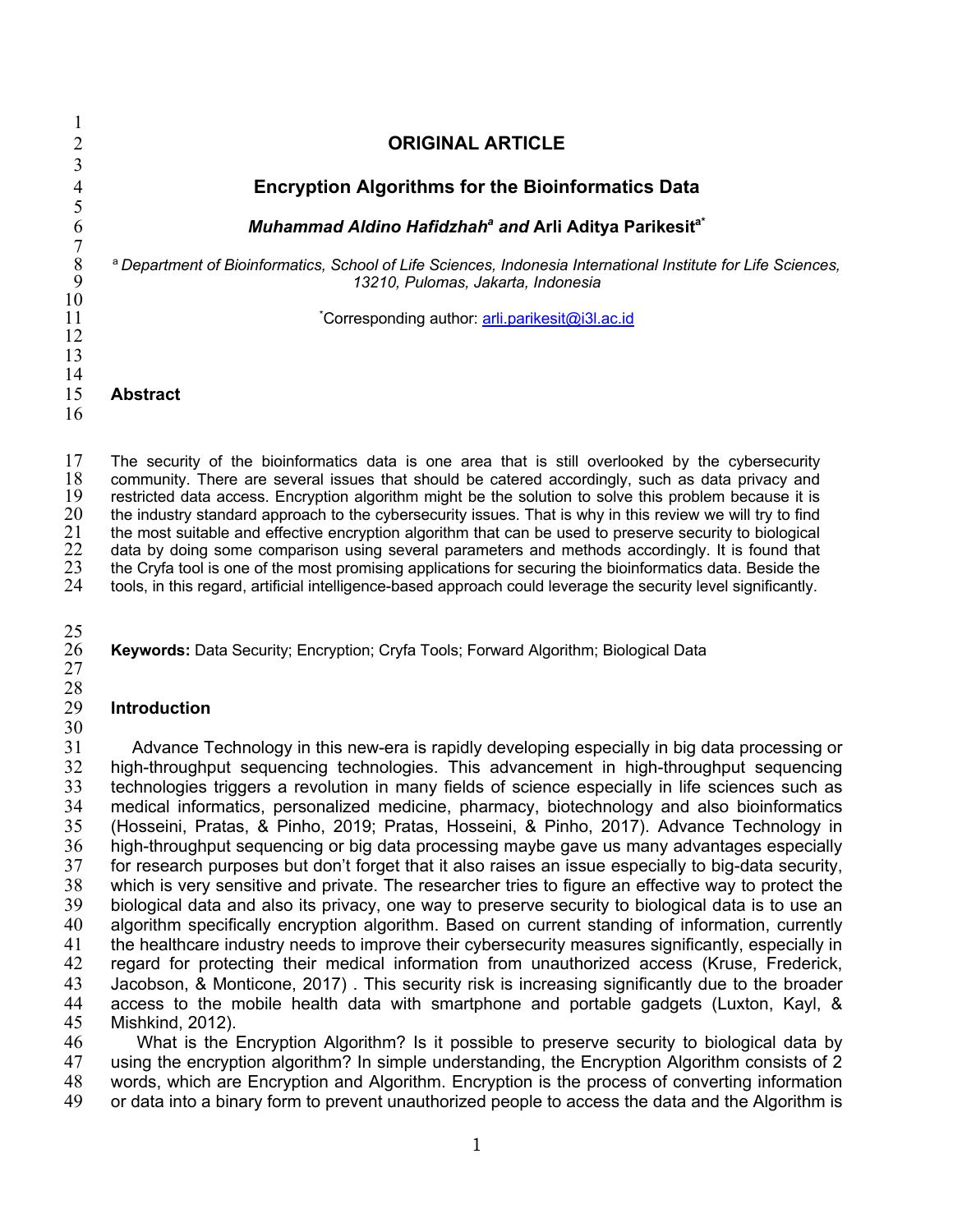**ORIGINAL ARTICLE**

# Encryption Algorithms for the Bioinformatics Data

***Muhammad Aldino Hafidzah*[a] *and* Arli Aditya Parikesit[a*]**

[a] *Department of Bioinformatics, School of Life Sciences, Indonesia International Institute for Life Sciences, 13210, Pulomas, Jakarta, Indonesia*

[*]Corresponding author: arli.parikesit@i3l.ac.id

## Abstract

The security of the bioinformatics data is one area that is still overlooked by the cybersecurity community. There are several issues that should be catered accordingly, such as data privacy and restricted data access. Encryption algorithm might be the solution to solve this problem because it is the industry standard approach to the cybersecurity issues. That is why in this review we will try to find the most suitable and effective encryption algorithm that can be used to preserve security to biological data by doing some comparison using several parameters and methods accordingly. It is found that the Cryfa tool is one of the most promising applications for securing the bioinformatics data. Beside the tools, in this regard, artificial intelligence-based approach could leverage the security level significantly.

**Keywords:** Data Security; Encryption; Cryfa Tools; Forward Algorithm; Biological Data

## Introduction

Advance Technology in this new-era is rapidly developing especially in big data processing or high-throughput sequencing technologies. This advancement in high-throughput sequencing technologies triggers a revolution in many fields of science especially in life sciences such as medical informatics, personalized medicine, pharmacy, biotechnology and also bioinformatics (Hosseini, Pratas, & Pinho, 2019; Pratas, Hosseini, & Pinho, 2017). Advance Technology in high-throughput sequencing or big data processing maybe gave us many advantages especially for research purposes but don't forget that it also raises an issue especially to big-data security, which is very sensitive and private. The researcher tries to figure an effective way to protect the biological data and also its privacy, one way to preserve security to biological data is to use an algorithm specifically encryption algorithm. Based on current standing of information, currently the healthcare industry needs to improve their cybersecurity measures significantly, especially in regard for protecting their medical information from unauthorized access (Kruse, Frederick, Jacobson, & Monticone, 2017) . This security risk is increasing significantly due to the broader access to the mobile health data with smartphone and portable gadgets (Luxton, Kayl, & Mishkind, 2012).

What is the Encryption Algorithm? Is it possible to preserve security to biological data by using the encryption algorithm? In simple understanding, the Encryption Algorithm consists of 2 words, which are Encryption and Algorithm. Encryption is the process of converting information or data into a binary form to prevent unauthorized people to access the data and the Algorithm is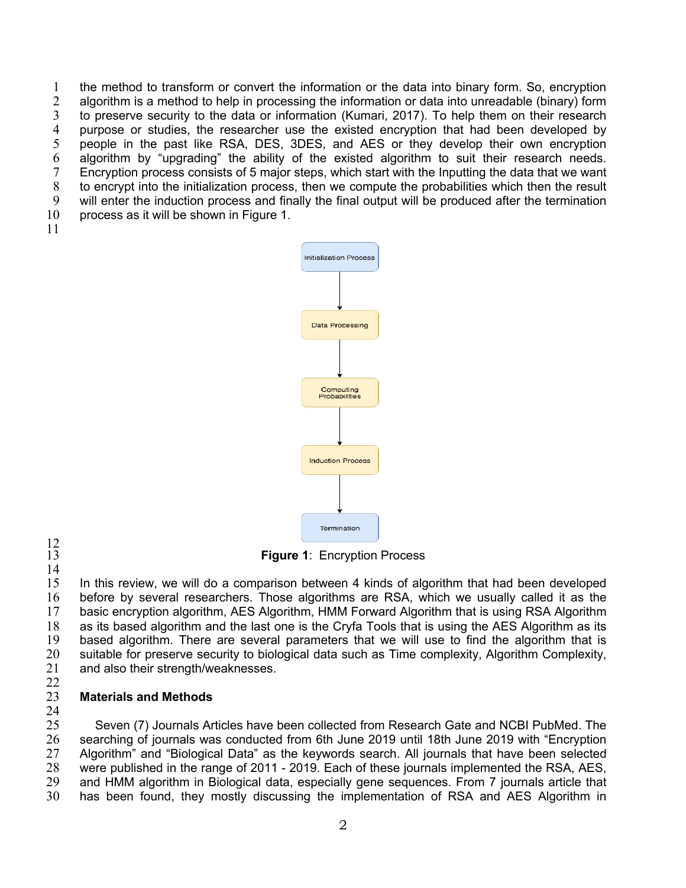the method to transform or convert the information or the data into binary form. So, encryption algorithm is a method to help in processing the information or data into unreadable (binary) form to preserve security to the data or information (Kumari, 2017). To help them on their research purpose or studies, the researcher use the existed encryption that had been developed by people in the past like RSA, DES, 3DES, and AES or they develop their own encryption algorithm by "upgrading" the ability of the existed algorithm to suit their research needs. Encryption process consists of 5 major steps, which start with the Inputting the data that we want to encrypt into the initialization process, then we compute the probabilities which then the result will enter the induction process and finally the final output will be produced after the termination process as it will be shown in Figure 1.

Initialization Process → Data Processing → Computing Probabilities → Induction Process → Termination

**Figure 1**: Encryption Process

In this review, we will do a comparison between 4 kinds of algorithm that had been developed before by several researchers. Those algorithms are RSA, which we usually called it as the basic encryption algorithm, AES Algorithm, HMM Forward Algorithm that is using RSA Algorithm as its based algorithm and the last one is the Cryfa Tools that is using the AES Algorithm as its based algorithm. There are several parameters that we will use to find the algorithm that is suitable for preserve security to biological data such as Time complexity, Algorithm Complexity, and also their strength/weaknesses.

## Materials and Methods

Seven (7) Journals Articles have been collected from Research Gate and NCBI PubMed. The searching of journals was conducted from 6th June 2019 until 18th June 2019 with "Encryption Algorithm" and "Biological Data" as the keywords search. All journals that have been selected were published in the range of 2011 - 2019. Each of these journals implemented the RSA, AES, and HMM algorithm in Biological data, especially gene sequences. From 7 journals article that has been found, they mostly discussing the implementation of RSA and AES Algorithm in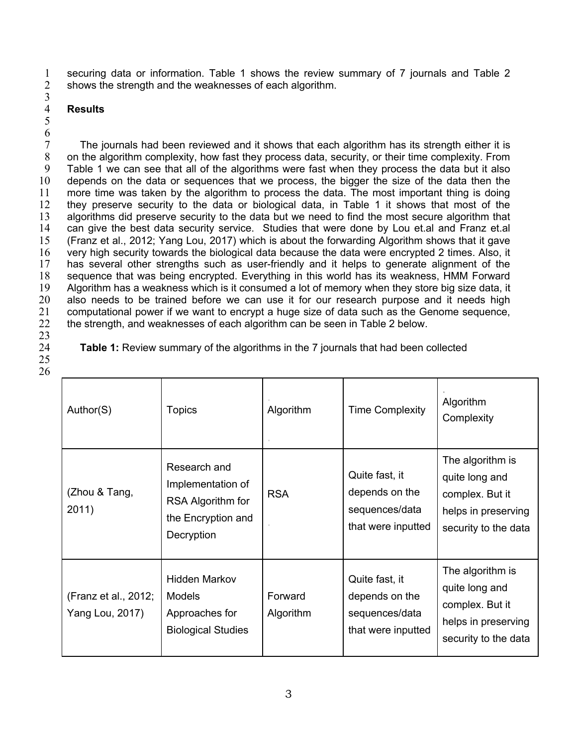securing data or information. Table 1 shows the review summary of 7 journals and Table 2 shows the strength and the weaknesses of each algorithm.

## Results

The journals had been reviewed and it shows that each algorithm has its strength either it is on the algorithm complexity, how fast they process data, security, or their time complexity. From Table 1 we can see that all of the algorithms were fast when they process the data but it also depends on the data or sequences that we process, the bigger the size of the data then the more time was taken by the algorithm to process the data. The most important thing is doing they preserve security to the data or biological data, in Table 1 it shows that most of the algorithms did preserve security to the data but we need to find the most secure algorithm that can give the best data security service. Studies that were done by Lou et.al and Franz et.al (Franz et al., 2012; Yang Lou, 2017) which is about the forwarding Algorithm shows that it gave very high security towards the biological data because the data were encrypted 2 times. Also, it has several other strengths such as user-friendly and it helps to generate alignment of the sequence that was being encrypted. Everything in this world has its weakness, HMM Forward Algorithm has a weakness which is it consumed a lot of memory when they store big size data, it also needs to be trained before we can use it for our research purpose and it needs high computational power if we want to encrypt a huge size of data such as the Genome sequence, the strength, and weaknesses of each algorithm can be seen in Table 2 below.

**Table 1:** Review summary of the algorithms in the 7 journals that had been collected

| Author(S) | Topics | Algorithm | Time Complexity | Algorithm Complexity |
|---|---|---|---|---|
| (Zhou & Tang, 2011) | Research and Implementation of RSA Algorithm for the Encryption and Decryption | RSA | Quite fast, it depends on the sequences/data that were inputted | The algorithm is quite long and complex. But it helps in preserving security to the data |
| (Franz et al., 2012; Yang Lou, 2017) | Hidden Markov Models Approaches for Biological Studies | Forward Algorithm | Quite fast, it depends on the sequences/data that were inputted | The algorithm is quite long and complex. But it helps in preserving security to the data |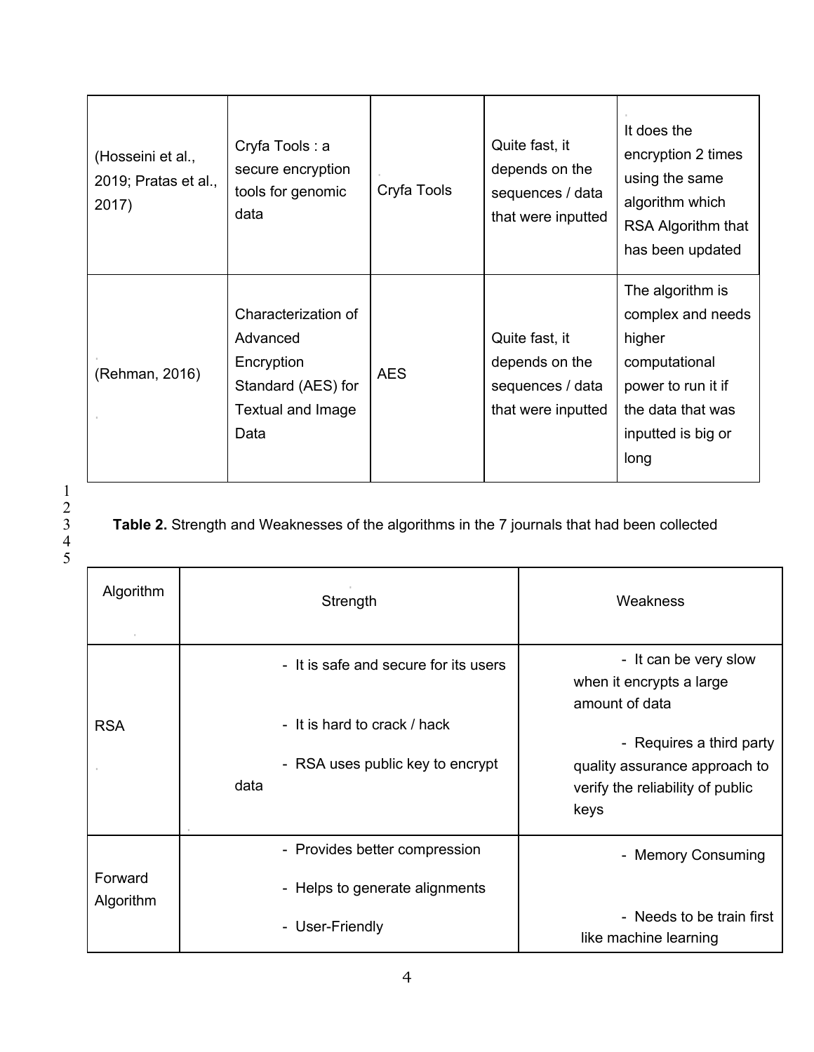| (Hosseini et al., 2019; Pratas et al., 2017) | Cryfa Tools : a secure encryption tools for genomic data | Cryfa Tools | Quite fast, it depends on the sequences / data that were inputted | It does the encryption 2 times using the same algorithm which RSA Algorithm that has been updated |
|---|---|---|---|---|
| (Rehman, 2016) | Characterization of Advanced Encryption Standard (AES) for Textual and Image Data | AES | Quite fast, it depends on the sequences / data that were inputted | The algorithm is complex and needs higher computational power to run it if the data that was inputted is big or long |

**Table 2.** Strength and Weaknesses of the algorithms in the 7 journals that had been collected

| Algorithm | Strength | Weakness |
|---|---|---|
| RSA | - It is safe and secure for its users<br>- It is hard to crack / hack<br>- RSA uses public key to encrypt data | - It can be very slow when it encrypts a large amount of data<br>- Requires a third party quality assurance approach to verify the reliability of public keys |
| Forward Algorithm | - Provides better compression<br>- Helps to generate alignments<br>- User-Friendly | - Memory Consuming<br>- Needs to be train first like machine learning |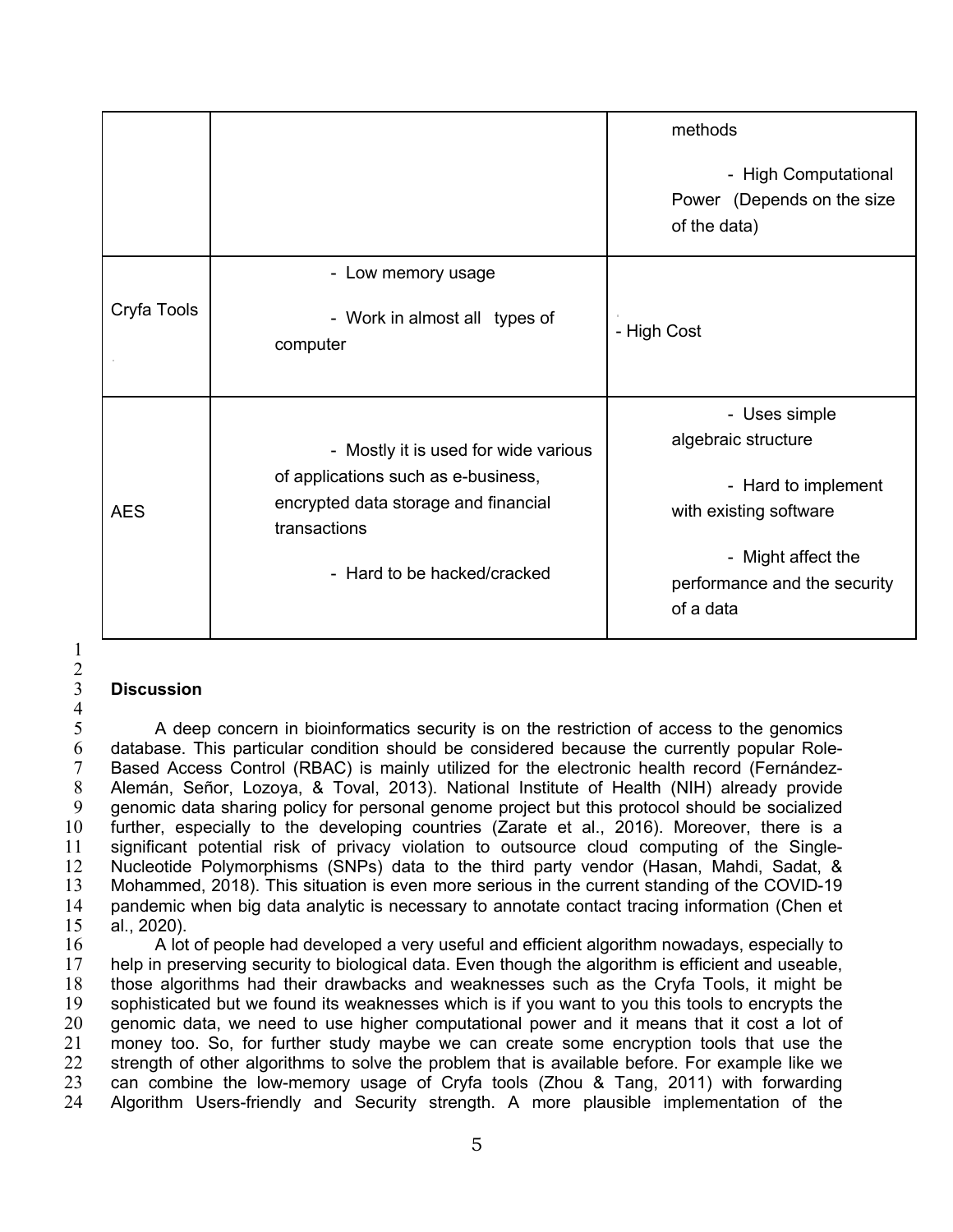| | | |
|---|---|---|
| | | methods<br><br>- High Computational Power (Depends on the size of the data) |
| Cryfa Tools | - Low memory usage<br><br>- Work in almost all types of computer | - High Cost |
| AES | - Mostly it is used for wide various of applications such as e-business, encrypted data storage and financial transactions<br><br>- Hard to be hacked/cracked | - Uses simple algebraic structure<br><br>- Hard to implement with existing software<br><br>- Might affect the performance and the security of a data |

**Discussion**

A deep concern in bioinformatics security is on the restriction of access to the genomics database. This particular condition should be considered because the currently popular Role-Based Access Control (RBAC) is mainly utilized for the electronic health record (Fernández-Alemán, Señor, Lozoya, & Toval, 2013). National Institute of Health (NIH) already provide genomic data sharing policy for personal genome project but this protocol should be socialized further, especially to the developing countries (Zarate et al., 2016). Moreover, there is a significant potential risk of privacy violation to outsource cloud computing of the Single-Nucleotide Polymorphisms (SNPs) data to the third party vendor (Hasan, Mahdi, Sadat, & Mohammed, 2018). This situation is even more serious in the current standing of the COVID-19 pandemic when big data analytic is necessary to annotate contact tracing information (Chen et al., 2020).

A lot of people had developed a very useful and efficient algorithm nowadays, especially to help in preserving security to biological data. Even though the algorithm is efficient and useable, those algorithms had their drawbacks and weaknesses such as the Cryfa Tools, it might be sophisticated but we found its weaknesses which is if you want to you this tools to encrypts the genomic data, we need to use higher computational power and it means that it cost a lot of money too. So, for further study maybe we can create some encryption tools that use the strength of other algorithms to solve the problem that is available before. For example like we can combine the low-memory usage of Cryfa tools (Zhou & Tang, 2011) with forwarding Algorithm Users-friendly and Security strength. A more plausible implementation of the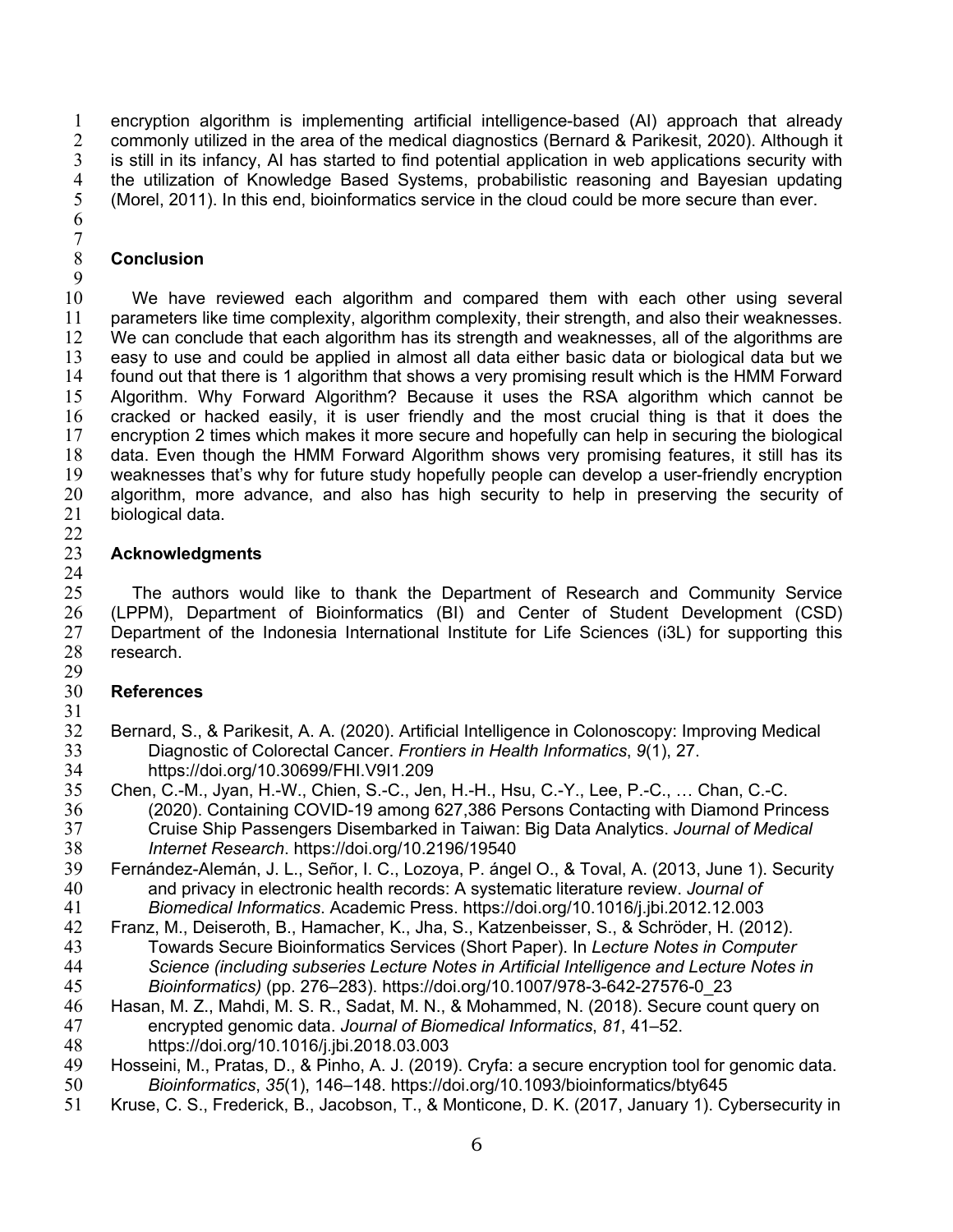encryption algorithm is implementing artificial intelligence-based (AI) approach that already commonly utilized in the area of the medical diagnostics (Bernard & Parikesit, 2020). Although it is still in its infancy, AI has started to find potential application in web applications security with the utilization of Knowledge Based Systems, probabilistic reasoning and Bayesian updating (Morel, 2011). In this end, bioinformatics service in the cloud could be more secure than ever.

## Conclusion

We have reviewed each algorithm and compared them with each other using several parameters like time complexity, algorithm complexity, their strength, and also their weaknesses. We can conclude that each algorithm has its strength and weaknesses, all of the algorithms are easy to use and could be applied in almost all data either basic data or biological data but we found out that there is 1 algorithm that shows a very promising result which is the HMM Forward Algorithm. Why Forward Algorithm? Because it uses the RSA algorithm which cannot be cracked or hacked easily, it is user friendly and the most crucial thing is that it does the encryption 2 times which makes it more secure and hopefully can help in securing the biological data. Even though the HMM Forward Algorithm shows very promising features, it still has its weaknesses that's why for future study hopefully people can develop a user-friendly encryption algorithm, more advance, and also has high security to help in preserving the security of biological data.

## Acknowledgments

The authors would like to thank the Department of Research and Community Service (LPPM), Department of Bioinformatics (BI) and Center of Student Development (CSD) Department of the Indonesia International Institute for Life Sciences (i3L) for supporting this research.

## References

Bernard, S., & Parikesit, A. A. (2020). Artificial Intelligence in Colonoscopy: Improving Medical Diagnostic of Colorectal Cancer. *Frontiers in Health Informatics*, *9*(1), 27. https://doi.org/10.30699/FHI.V9I1.209

Chen, C.-M., Jyan, H.-W., Chien, S.-C., Jen, H.-H., Hsu, C.-Y., Lee, P.-C., … Chan, C.-C. (2020). Containing COVID-19 among 627,386 Persons Contacting with Diamond Princess Cruise Ship Passengers Disembarked in Taiwan: Big Data Analytics. *Journal of Medical Internet Research*. https://doi.org/10.2196/19540

Fernández-Alemán, J. L., Señor, I. C., Lozoya, P. ángel O., & Toval, A. (2013, June 1). Security and privacy in electronic health records: A systematic literature review. *Journal of Biomedical Informatics*. Academic Press. https://doi.org/10.1016/j.jbi.2012.12.003

Franz, M., Deiseroth, B., Hamacher, K., Jha, S., Katzenbeisser, S., & Schröder, H. (2012). Towards Secure Bioinformatics Services (Short Paper). In *Lecture Notes in Computer Science (including subseries Lecture Notes in Artificial Intelligence and Lecture Notes in Bioinformatics)* (pp. 276–283). https://doi.org/10.1007/978-3-642-27576-0_23

Hasan, M. Z., Mahdi, M. S. R., Sadat, M. N., & Mohammed, N. (2018). Secure count query on encrypted genomic data. *Journal of Biomedical Informatics*, *81*, 41–52. https://doi.org/10.1016/j.jbi.2018.03.003

Hosseini, M., Pratas, D., & Pinho, A. J. (2019). Cryfa: a secure encryption tool for genomic data. *Bioinformatics*, *35*(1), 146–148. https://doi.org/10.1093/bioinformatics/bty645

Kruse, C. S., Frederick, B., Jacobson, T., & Monticone, D. K. (2017, January 1). Cybersecurity in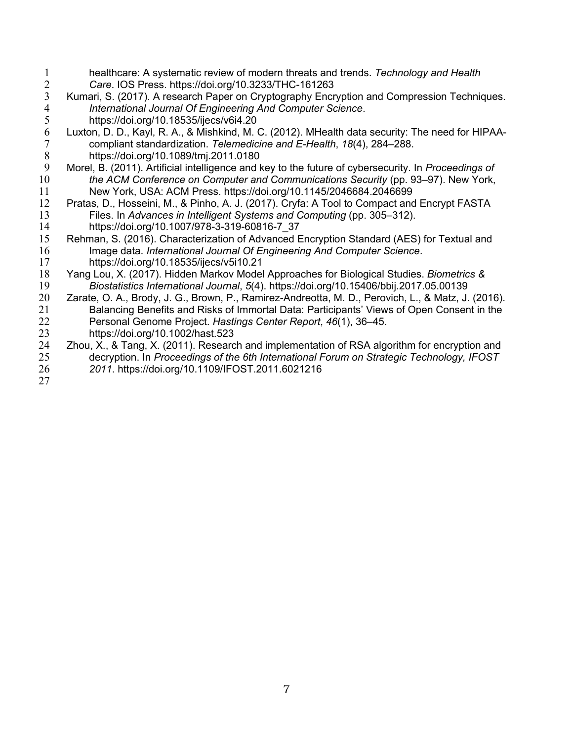healthcare: A systematic review of modern threats and trends. *Technology and Health Care*. IOS Press. https://doi.org/10.3233/THC-161263

Kumari, S. (2017). A research Paper on Cryptography Encryption and Compression Techniques. *International Journal Of Engineering And Computer Science*. https://doi.org/10.18535/ijecs/v6i4.20

Luxton, D. D., Kayl, R. A., & Mishkind, M. C. (2012). MHealth data security: The need for HIPAA-compliant standardization. *Telemedicine and E-Health*, *18*(4), 284–288. https://doi.org/10.1089/tmj.2011.0180

Morel, B. (2011). Artificial intelligence and key to the future of cybersecurity. In *Proceedings of the ACM Conference on Computer and Communications Security* (pp. 93–97). New York, New York, USA: ACM Press. https://doi.org/10.1145/2046684.2046699

Pratas, D., Hosseini, M., & Pinho, A. J. (2017). Cryfa: A Tool to Compact and Encrypt FASTA Files. In *Advances in Intelligent Systems and Computing* (pp. 305–312). https://doi.org/10.1007/978-3-319-60816-7_37

Rehman, S. (2016). Characterization of Advanced Encryption Standard (AES) for Textual and Image data. *International Journal Of Engineering And Computer Science*. https://doi.org/10.18535/ijecs/v5i10.21

Yang Lou, X. (2017). Hidden Markov Model Approaches for Biological Studies. *Biometrics & Biostatistics International Journal*, *5*(4). https://doi.org/10.15406/bbij.2017.05.00139

Zarate, O. A., Brody, J. G., Brown, P., Ramirez-Andreotta, M. D., Perovich, L., & Matz, J. (2016). Balancing Benefits and Risks of Immortal Data: Participants' Views of Open Consent in the Personal Genome Project. *Hastings Center Report*, *46*(1), 36–45. https://doi.org/10.1002/hast.523

Zhou, X., & Tang, X. (2011). Research and implementation of RSA algorithm for encryption and decryption. In *Proceedings of the 6th International Forum on Strategic Technology, IFOST 2011*. https://doi.org/10.1109/IFOST.2011.6021216